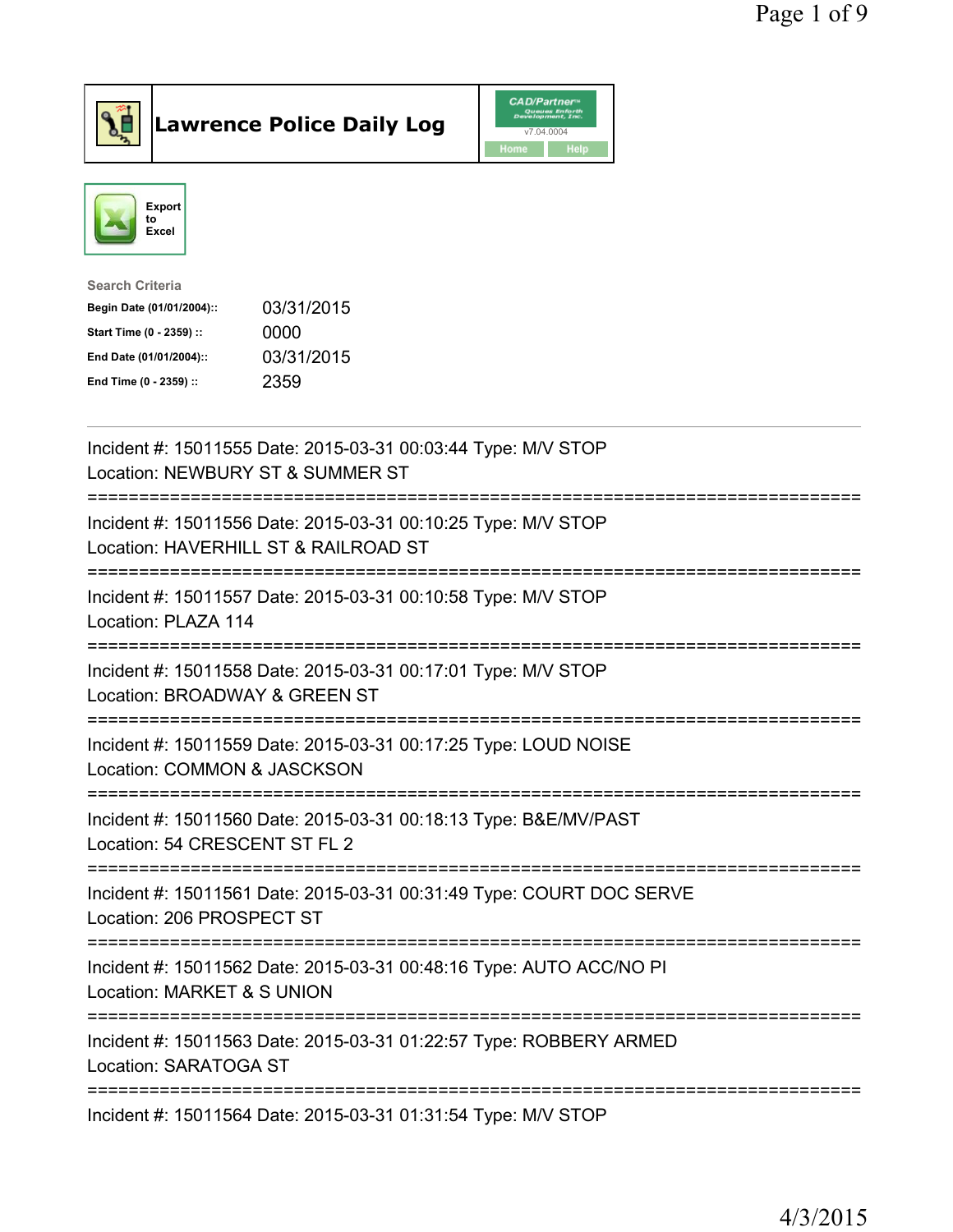# Lawrence Police Daily Log

CAD/Partner
v7.04.0004
Home Help

Export to Excel

Search Criteria

| | |
|---|---|
| **Begin Date (01/01/2004)::** | 03/31/2015 |
| **Start Time (0 - 2359) ::** | 0000 |
| **End Date (01/01/2004)::** | 03/31/2015 |
| **End Time (0 - 2359) ::** | 2359 |

---

Incident #: 15011555 Date: 2015-03-31 00:03:44 Type: M/V STOP
Location: NEWBURY ST & SUMMER ST

===========================================================================

Incident #: 15011556 Date: 2015-03-31 00:10:25 Type: M/V STOP
Location: HAVERHILL ST & RAILROAD ST

===========================================================================

Incident #: 15011557 Date: 2015-03-31 00:10:58 Type: M/V STOP
Location: PLAZA 114

===========================================================================

Incident #: 15011558 Date: 2015-03-31 00:17:01 Type: M/V STOP
Location: BROADWAY & GREEN ST

===========================================================================

Incident #: 15011559 Date: 2015-03-31 00:17:25 Type: LOUD NOISE
Location: COMMON & JASCKSON

===========================================================================

Incident #: 15011560 Date: 2015-03-31 00:18:13 Type: B&E/MV/PAST
Location: 54 CRESCENT ST FL 2

===========================================================================

Incident #: 15011561 Date: 2015-03-31 00:31:49 Type: COURT DOC SERVE
Location: 206 PROSPECT ST

===========================================================================

Incident #: 15011562 Date: 2015-03-31 00:48:16 Type: AUTO ACC/NO PI
Location: MARKET & S UNION

===========================================================================

Incident #: 15011563 Date: 2015-03-31 01:22:57 Type: ROBBERY ARMED
Location: SARATOGA ST

===========================================================================

Incident #: 15011564 Date: 2015-03-31 01:31:54 Type: M/V STOP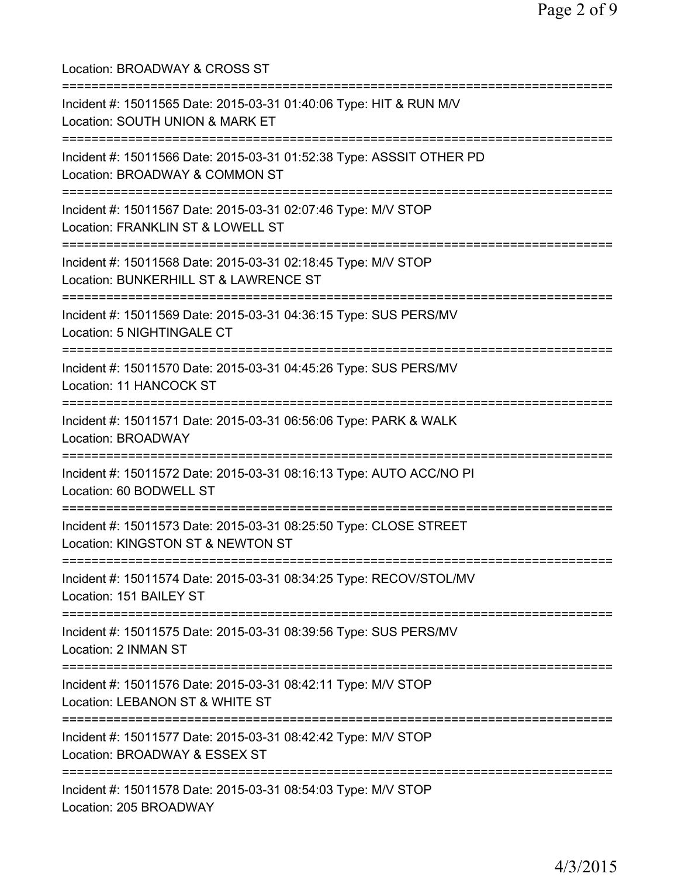Location: BROADWAY & CROSS ST

===========================================================================

Incident #: 15011565 Date: 2015-03-31 01:40:06 Type: HIT & RUN M/V
Location: SOUTH UNION & MARK ET

===========================================================================

Incident #: 15011566 Date: 2015-03-31 01:52:38 Type: ASSSIT OTHER PD
Location: BROADWAY & COMMON ST

===========================================================================

Incident #: 15011567 Date: 2015-03-31 02:07:46 Type: M/V STOP
Location: FRANKLIN ST & LOWELL ST

===========================================================================

Incident #: 15011568 Date: 2015-03-31 02:18:45 Type: M/V STOP
Location: BUNKERHILL ST & LAWRENCE ST

===========================================================================

Incident #: 15011569 Date: 2015-03-31 04:36:15 Type: SUS PERS/MV
Location: 5 NIGHTINGALE CT

===========================================================================

Incident #: 15011570 Date: 2015-03-31 04:45:26 Type: SUS PERS/MV
Location: 11 HANCOCK ST

===========================================================================

Incident #: 15011571 Date: 2015-03-31 06:56:06 Type: PARK & WALK
Location: BROADWAY

===========================================================================

Incident #: 15011572 Date: 2015-03-31 08:16:13 Type: AUTO ACC/NO PI
Location: 60 BODWELL ST

===========================================================================

Incident #: 15011573 Date: 2015-03-31 08:25:50 Type: CLOSE STREET
Location: KINGSTON ST & NEWTON ST

===========================================================================

Incident #: 15011574 Date: 2015-03-31 08:34:25 Type: RECOV/STOL/MV
Location: 151 BAILEY ST

===========================================================================

Incident #: 15011575 Date: 2015-03-31 08:39:56 Type: SUS PERS/MV
Location: 2 INMAN ST

===========================================================================

Incident #: 15011576 Date: 2015-03-31 08:42:11 Type: M/V STOP
Location: LEBANON ST & WHITE ST

===========================================================================

Incident #: 15011577 Date: 2015-03-31 08:42:42 Type: M/V STOP
Location: BROADWAY & ESSEX ST

===========================================================================

Incident #: 15011578 Date: 2015-03-31 08:54:03 Type: M/V STOP
Location: 205 BROADWAY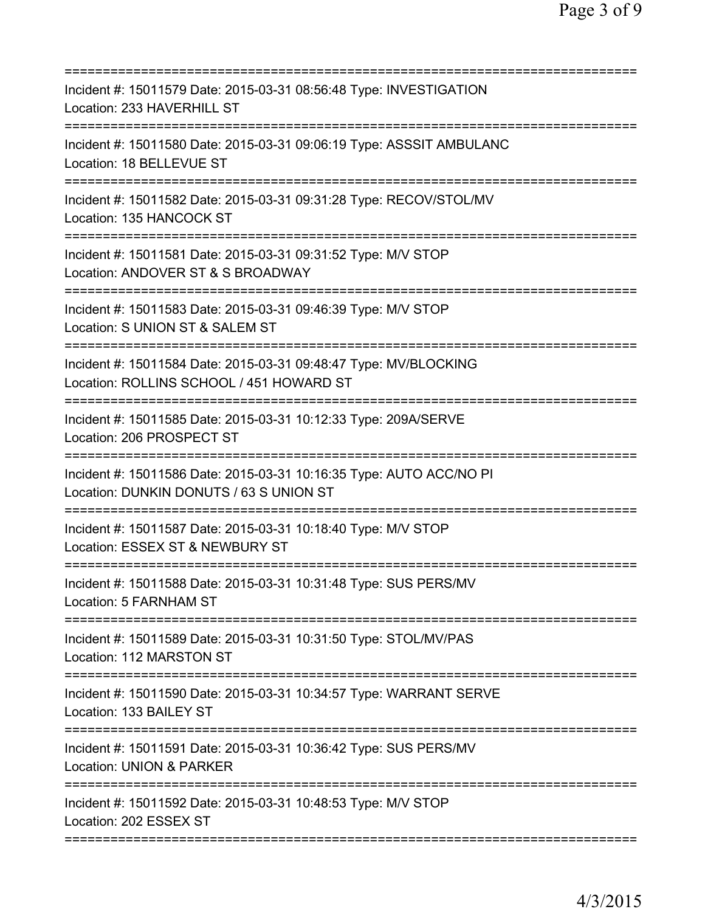===========================================================================

Incident #: 15011579 Date: 2015-03-31 08:56:48 Type: INVESTIGATION
Location: 233 HAVERHILL ST

===========================================================================

Incident #: 15011580 Date: 2015-03-31 09:06:19 Type: ASSSIT AMBULANC
Location: 18 BELLEVUE ST

===========================================================================

Incident #: 15011582 Date: 2015-03-31 09:31:28 Type: RECOV/STOL/MV
Location: 135 HANCOCK ST

===========================================================================

Incident #: 15011581 Date: 2015-03-31 09:31:52 Type: M/V STOP
Location: ANDOVER ST & S BROADWAY

===========================================================================

Incident #: 15011583 Date: 2015-03-31 09:46:39 Type: M/V STOP
Location: S UNION ST & SALEM ST

===========================================================================

Incident #: 15011584 Date: 2015-03-31 09:48:47 Type: MV/BLOCKING
Location: ROLLINS SCHOOL / 451 HOWARD ST

===========================================================================

Incident #: 15011585 Date: 2015-03-31 10:12:33 Type: 209A/SERVE
Location: 206 PROSPECT ST

===========================================================================

Incident #: 15011586 Date: 2015-03-31 10:16:35 Type: AUTO ACC/NO PI
Location: DUNKIN DONUTS / 63 S UNION ST

===========================================================================

Incident #: 15011587 Date: 2015-03-31 10:18:40 Type: M/V STOP
Location: ESSEX ST & NEWBURY ST

===========================================================================

Incident #: 15011588 Date: 2015-03-31 10:31:48 Type: SUS PERS/MV
Location: 5 FARNHAM ST

===========================================================================

Incident #: 15011589 Date: 2015-03-31 10:31:50 Type: STOL/MV/PAS
Location: 112 MARSTON ST

===========================================================================

Incident #: 15011590 Date: 2015-03-31 10:34:57 Type: WARRANT SERVE
Location: 133 BAILEY ST

===========================================================================

Incident #: 15011591 Date: 2015-03-31 10:36:42 Type: SUS PERS/MV
Location: UNION & PARKER

===========================================================================

Incident #: 15011592 Date: 2015-03-31 10:48:53 Type: M/V STOP
Location: 202 ESSEX ST

===========================================================================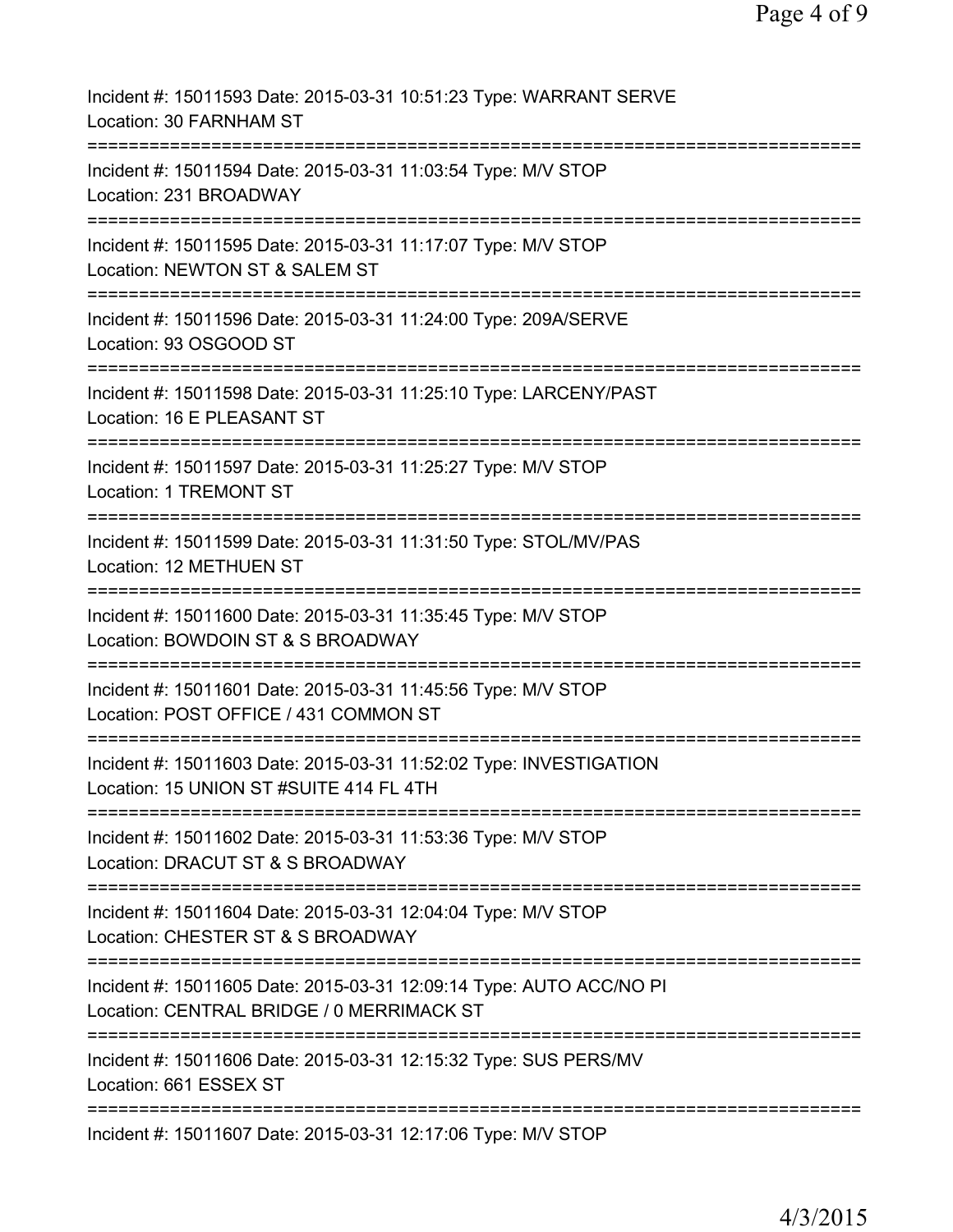Incident #: 15011593 Date: 2015-03-31 10:51:23 Type: WARRANT SERVE
Location: 30 FARNHAM ST
===========================================================================
Incident #: 15011594 Date: 2015-03-31 11:03:54 Type: M/V STOP
Location: 231 BROADWAY
===========================================================================
Incident #: 15011595 Date: 2015-03-31 11:17:07 Type: M/V STOP
Location: NEWTON ST & SALEM ST
===========================================================================
Incident #: 15011596 Date: 2015-03-31 11:24:00 Type: 209A/SERVE
Location: 93 OSGOOD ST
===========================================================================
Incident #: 15011598 Date: 2015-03-31 11:25:10 Type: LARCENY/PAST
Location: 16 E PLEASANT ST
===========================================================================
Incident #: 15011597 Date: 2015-03-31 11:25:27 Type: M/V STOP
Location: 1 TREMONT ST
===========================================================================
Incident #: 15011599 Date: 2015-03-31 11:31:50 Type: STOL/MV/PAS
Location: 12 METHUEN ST
===========================================================================
Incident #: 15011600 Date: 2015-03-31 11:35:45 Type: M/V STOP
Location: BOWDOIN ST & S BROADWAY
===========================================================================
Incident #: 15011601 Date: 2015-03-31 11:45:56 Type: M/V STOP
Location: POST OFFICE / 431 COMMON ST
===========================================================================
Incident #: 15011603 Date: 2015-03-31 11:52:02 Type: INVESTIGATION
Location: 15 UNION ST #SUITE 414 FL 4TH
===========================================================================
Incident #: 15011602 Date: 2015-03-31 11:53:36 Type: M/V STOP
Location: DRACUT ST & S BROADWAY
===========================================================================
Incident #: 15011604 Date: 2015-03-31 12:04:04 Type: M/V STOP
Location: CHESTER ST & S BROADWAY
===========================================================================
Incident #: 15011605 Date: 2015-03-31 12:09:14 Type: AUTO ACC/NO PI
Location: CENTRAL BRIDGE / 0 MERRIMACK ST
===========================================================================
Incident #: 15011606 Date: 2015-03-31 12:15:32 Type: SUS PERS/MV
Location: 661 ESSEX ST
===========================================================================
Incident #: 15011607 Date: 2015-03-31 12:17:06 Type: M/V STOP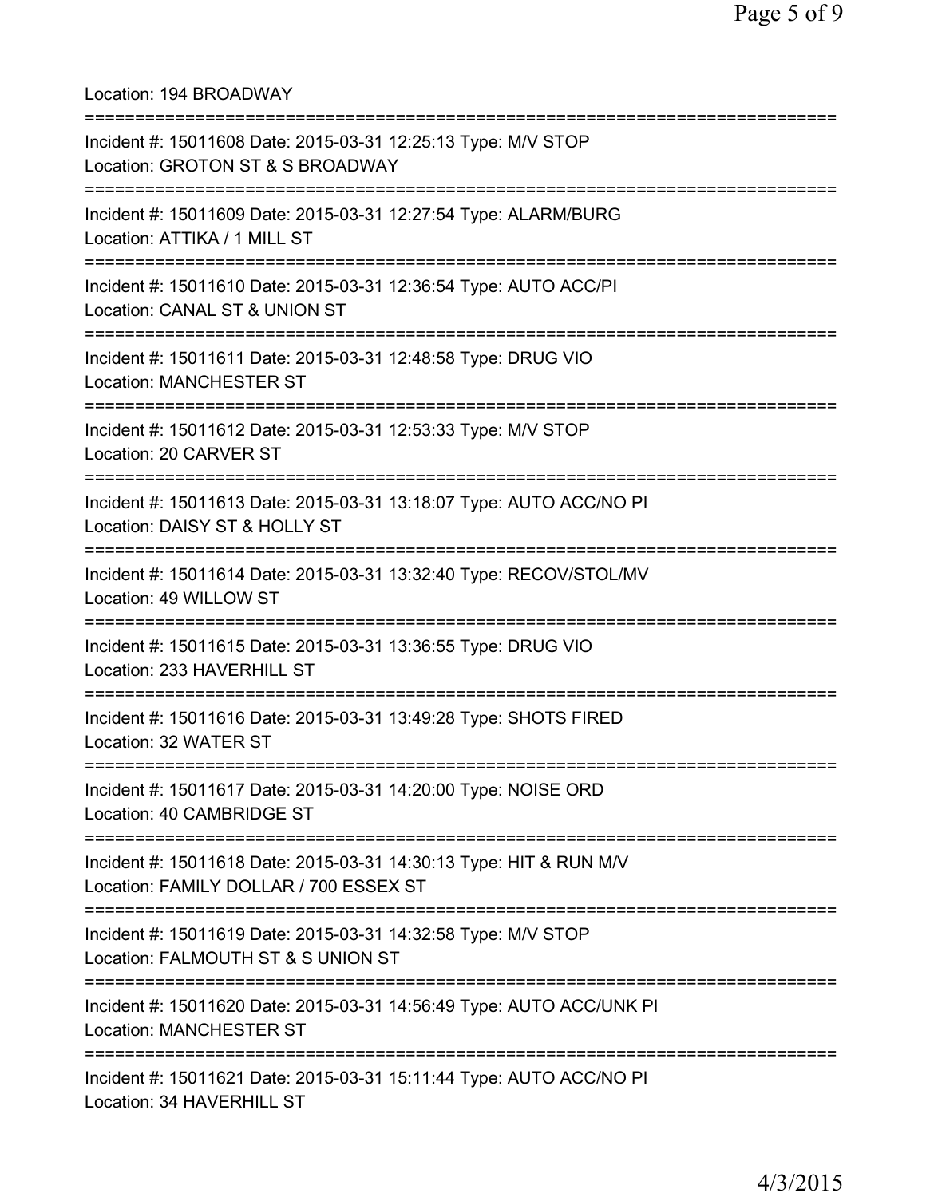Location: 194 BROADWAY

===========================================================================

Incident #: 15011608 Date: 2015-03-31 12:25:13 Type: M/V STOP
Location: GROTON ST & S BROADWAY

===========================================================================

Incident #: 15011609 Date: 2015-03-31 12:27:54 Type: ALARM/BURG
Location: ATTIKA / 1 MILL ST

===========================================================================

Incident #: 15011610 Date: 2015-03-31 12:36:54 Type: AUTO ACC/PI
Location: CANAL ST & UNION ST

===========================================================================

Incident #: 15011611 Date: 2015-03-31 12:48:58 Type: DRUG VIO
Location: MANCHESTER ST

===========================================================================

Incident #: 15011612 Date: 2015-03-31 12:53:33 Type: M/V STOP
Location: 20 CARVER ST

===========================================================================

Incident #: 15011613 Date: 2015-03-31 13:18:07 Type: AUTO ACC/NO PI
Location: DAISY ST & HOLLY ST

===========================================================================

Incident #: 15011614 Date: 2015-03-31 13:32:40 Type: RECOV/STOL/MV
Location: 49 WILLOW ST

===========================================================================

Incident #: 15011615 Date: 2015-03-31 13:36:55 Type: DRUG VIO
Location: 233 HAVERHILL ST

===========================================================================

Incident #: 15011616 Date: 2015-03-31 13:49:28 Type: SHOTS FIRED
Location: 32 WATER ST

===========================================================================

Incident #: 15011617 Date: 2015-03-31 14:20:00 Type: NOISE ORD
Location: 40 CAMBRIDGE ST

===========================================================================

Incident #: 15011618 Date: 2015-03-31 14:30:13 Type: HIT & RUN M/V
Location: FAMILY DOLLAR / 700 ESSEX ST

===========================================================================

Incident #: 15011619 Date: 2015-03-31 14:32:58 Type: M/V STOP
Location: FALMOUTH ST & S UNION ST

===========================================================================

Incident #: 15011620 Date: 2015-03-31 14:56:49 Type: AUTO ACC/UNK PI
Location: MANCHESTER ST

===========================================================================

Incident #: 15011621 Date: 2015-03-31 15:11:44 Type: AUTO ACC/NO PI
Location: 34 HAVERHILL ST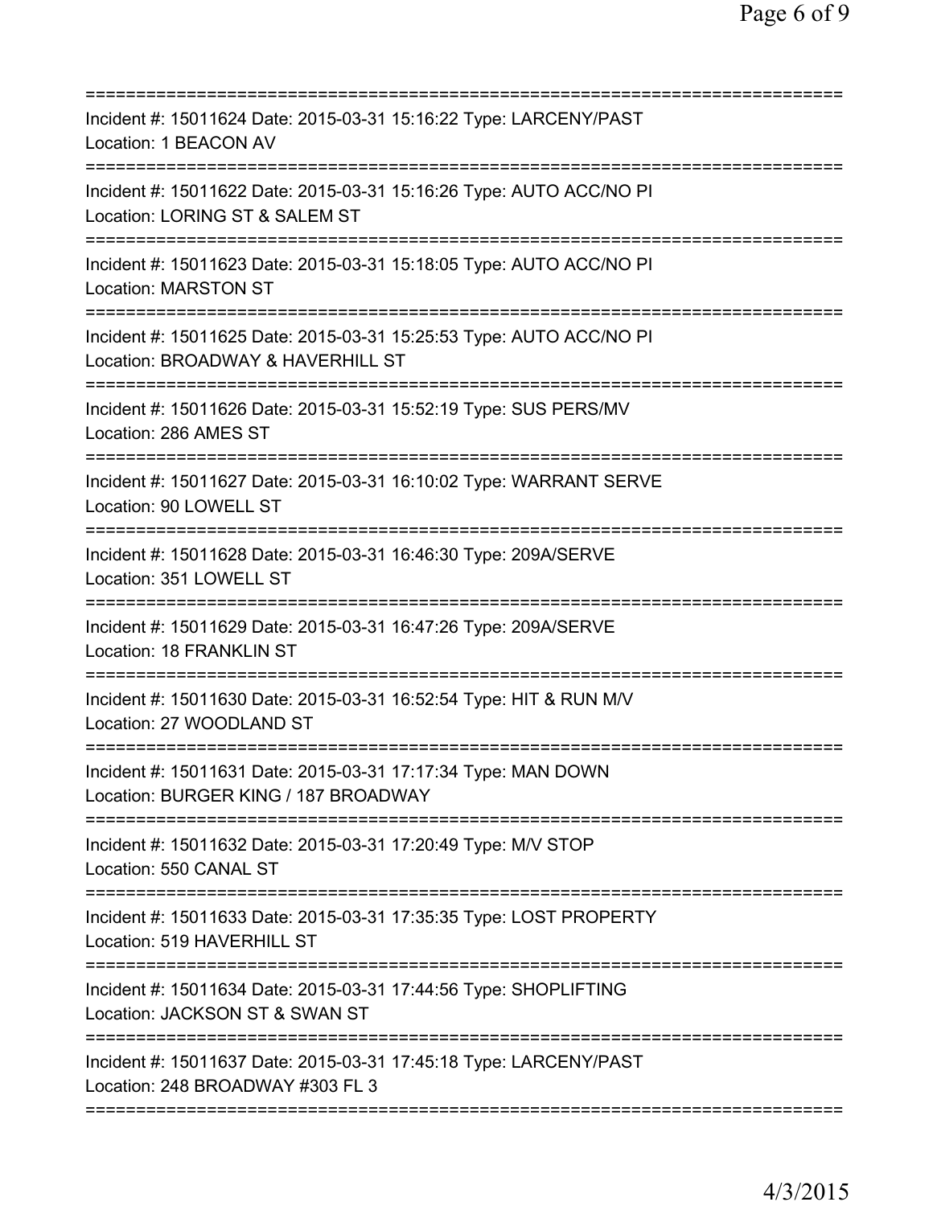===========================================================================
Incident #: 15011624 Date: 2015-03-31 15:16:22 Type: LARCENY/PAST
Location: 1 BEACON AV
===========================================================================
Incident #: 15011622 Date: 2015-03-31 15:16:26 Type: AUTO ACC/NO PI
Location: LORING ST & SALEM ST
===========================================================================
Incident #: 15011623 Date: 2015-03-31 15:18:05 Type: AUTO ACC/NO PI
Location: MARSTON ST
===========================================================================
Incident #: 15011625 Date: 2015-03-31 15:25:53 Type: AUTO ACC/NO PI
Location: BROADWAY & HAVERHILL ST
===========================================================================
Incident #: 15011626 Date: 2015-03-31 15:52:19 Type: SUS PERS/MV
Location: 286 AMES ST
===========================================================================
Incident #: 15011627 Date: 2015-03-31 16:10:02 Type: WARRANT SERVE
Location: 90 LOWELL ST
===========================================================================
Incident #: 15011628 Date: 2015-03-31 16:46:30 Type: 209A/SERVE
Location: 351 LOWELL ST
===========================================================================
Incident #: 15011629 Date: 2015-03-31 16:47:26 Type: 209A/SERVE
Location: 18 FRANKLIN ST
===========================================================================
Incident #: 15011630 Date: 2015-03-31 16:52:54 Type: HIT & RUN M/V
Location: 27 WOODLAND ST
===========================================================================
Incident #: 15011631 Date: 2015-03-31 17:17:34 Type: MAN DOWN
Location: BURGER KING / 187 BROADWAY
===========================================================================
Incident #: 15011632 Date: 2015-03-31 17:20:49 Type: M/V STOP
Location: 550 CANAL ST
===========================================================================
Incident #: 15011633 Date: 2015-03-31 17:35:35 Type: LOST PROPERTY
Location: 519 HAVERHILL ST
===========================================================================
Incident #: 15011634 Date: 2015-03-31 17:44:56 Type: SHOPLIFTING
Location: JACKSON ST & SWAN ST
===========================================================================
Incident #: 15011637 Date: 2015-03-31 17:45:18 Type: LARCENY/PAST
Location: 248 BROADWAY #303 FL 3
===========================================================================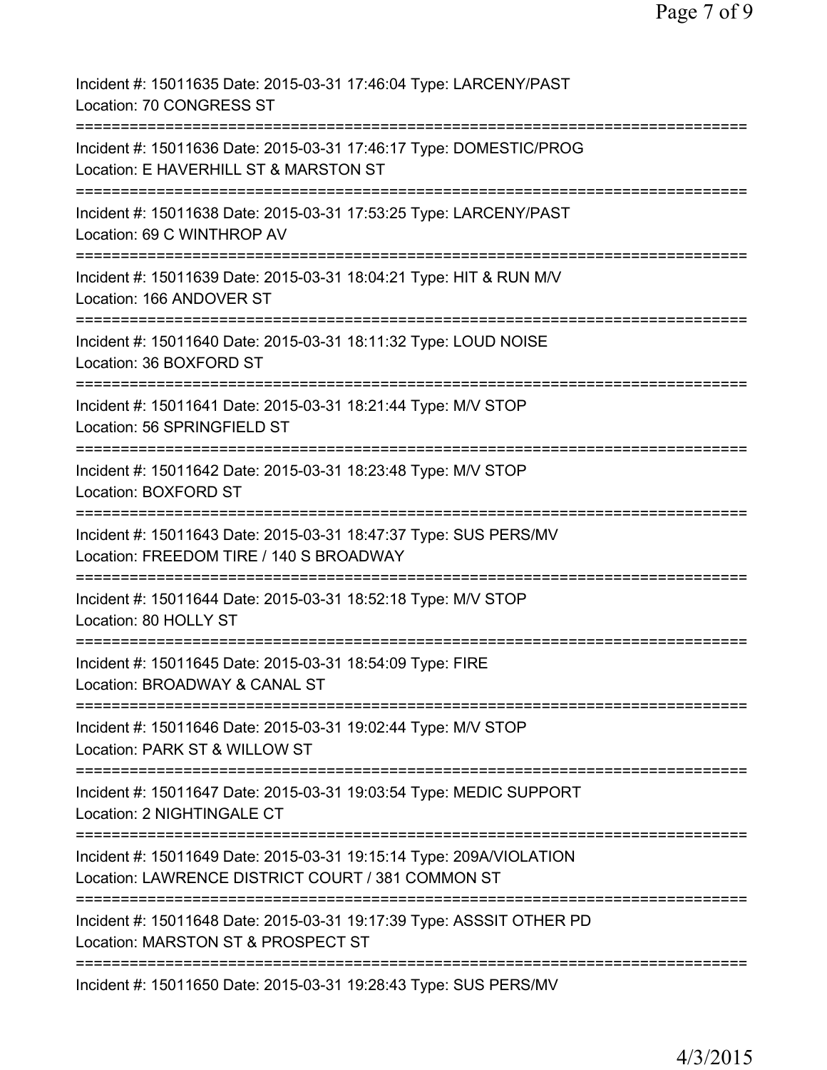Incident #: 15011635 Date: 2015-03-31 17:46:04 Type: LARCENY/PAST
Location: 70 CONGRESS ST
===========================================================================
Incident #: 15011636 Date: 2015-03-31 17:46:17 Type: DOMESTIC/PROG
Location: E HAVERHILL ST & MARSTON ST
===========================================================================
Incident #: 15011638 Date: 2015-03-31 17:53:25 Type: LARCENY/PAST
Location: 69 C WINTHROP AV
===========================================================================
Incident #: 15011639 Date: 2015-03-31 18:04:21 Type: HIT & RUN M/V
Location: 166 ANDOVER ST
===========================================================================
Incident #: 15011640 Date: 2015-03-31 18:11:32 Type: LOUD NOISE
Location: 36 BOXFORD ST
===========================================================================
Incident #: 15011641 Date: 2015-03-31 18:21:44 Type: M/V STOP
Location: 56 SPRINGFIELD ST
===========================================================================
Incident #: 15011642 Date: 2015-03-31 18:23:48 Type: M/V STOP
Location: BOXFORD ST
===========================================================================
Incident #: 15011643 Date: 2015-03-31 18:47:37 Type: SUS PERS/MV
Location: FREEDOM TIRE / 140 S BROADWAY
===========================================================================
Incident #: 15011644 Date: 2015-03-31 18:52:18 Type: M/V STOP
Location: 80 HOLLY ST
===========================================================================
Incident #: 15011645 Date: 2015-03-31 18:54:09 Type: FIRE
Location: BROADWAY & CANAL ST
===========================================================================
Incident #: 15011646 Date: 2015-03-31 19:02:44 Type: M/V STOP
Location: PARK ST & WILLOW ST
===========================================================================
Incident #: 15011647 Date: 2015-03-31 19:03:54 Type: MEDIC SUPPORT
Location: 2 NIGHTINGALE CT
===========================================================================
Incident #: 15011649 Date: 2015-03-31 19:15:14 Type: 209A/VIOLATION
Location: LAWRENCE DISTRICT COURT / 381 COMMON ST
===========================================================================
Incident #: 15011648 Date: 2015-03-31 19:17:39 Type: ASSSIT OTHER PD
Location: MARSTON ST & PROSPECT ST
===========================================================================
Incident #: 15011650 Date: 2015-03-31 19:28:43 Type: SUS PERS/MV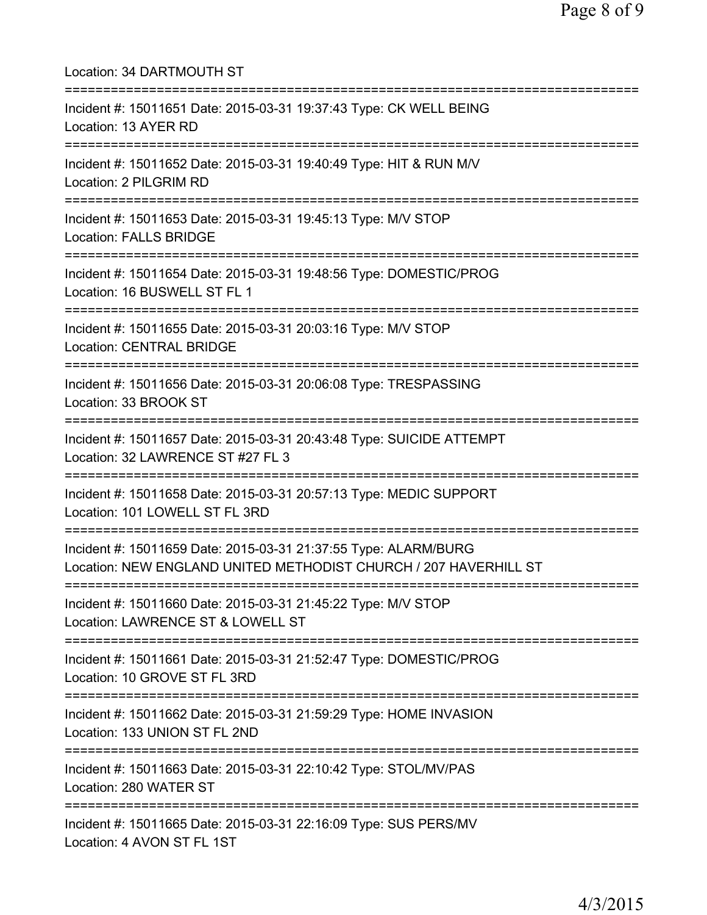Location: 34 DARTMOUTH ST

===========================================================================

Incident #: 15011651 Date: 2015-03-31 19:37:43 Type: CK WELL BEING
Location: 13 AYER RD

===========================================================================

Incident #: 15011652 Date: 2015-03-31 19:40:49 Type: HIT & RUN M/V
Location: 2 PILGRIM RD

===========================================================================

Incident #: 15011653 Date: 2015-03-31 19:45:13 Type: M/V STOP
Location: FALLS BRIDGE

===========================================================================

Incident #: 15011654 Date: 2015-03-31 19:48:56 Type: DOMESTIC/PROG
Location: 16 BUSWELL ST FL 1

===========================================================================

Incident #: 15011655 Date: 2015-03-31 20:03:16 Type: M/V STOP
Location: CENTRAL BRIDGE

===========================================================================

Incident #: 15011656 Date: 2015-03-31 20:06:08 Type: TRESPASSING
Location: 33 BROOK ST

===========================================================================

Incident #: 15011657 Date: 2015-03-31 20:43:48 Type: SUICIDE ATTEMPT
Location: 32 LAWRENCE ST #27 FL 3

===========================================================================

Incident #: 15011658 Date: 2015-03-31 20:57:13 Type: MEDIC SUPPORT
Location: 101 LOWELL ST FL 3RD

===========================================================================

Incident #: 15011659 Date: 2015-03-31 21:37:55 Type: ALARM/BURG
Location: NEW ENGLAND UNITED METHODIST CHURCH / 207 HAVERHILL ST

===========================================================================

Incident #: 15011660 Date: 2015-03-31 21:45:22 Type: M/V STOP
Location: LAWRENCE ST & LOWELL ST

===========================================================================

Incident #: 15011661 Date: 2015-03-31 21:52:47 Type: DOMESTIC/PROG
Location: 10 GROVE ST FL 3RD

===========================================================================

Incident #: 15011662 Date: 2015-03-31 21:59:29 Type: HOME INVASION
Location: 133 UNION ST FL 2ND

===========================================================================

Incident #: 15011663 Date: 2015-03-31 22:10:42 Type: STOL/MV/PAS
Location: 280 WATER ST

===========================================================================

Incident #: 15011665 Date: 2015-03-31 22:16:09 Type: SUS PERS/MV
Location: 4 AVON ST FL 1ST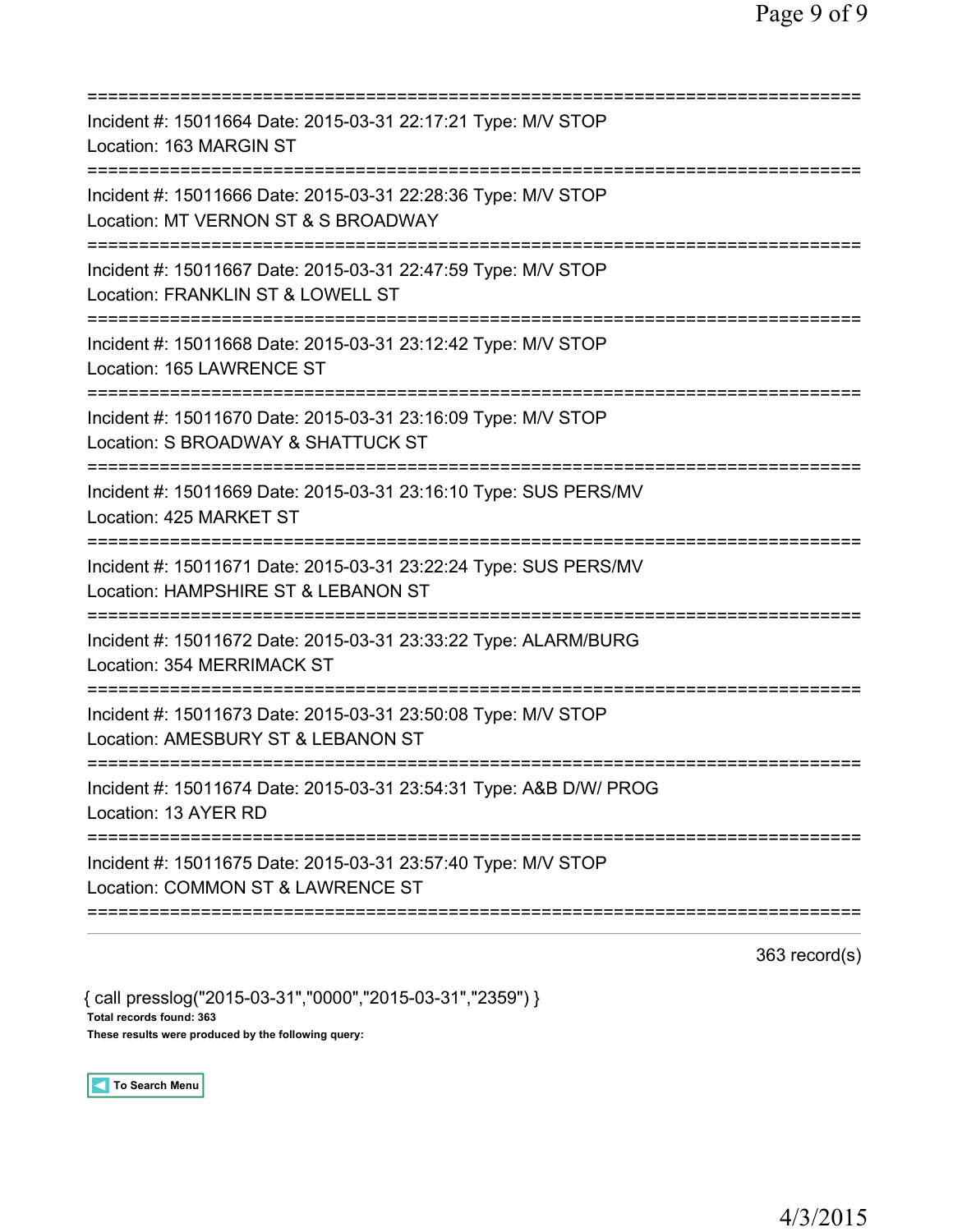===========================================================================
Incident #: 15011664 Date: 2015-03-31 22:17:21 Type: M/V STOP
Location: 163 MARGIN ST
===========================================================================
Incident #: 15011666 Date: 2015-03-31 22:28:36 Type: M/V STOP
Location: MT VERNON ST & S BROADWAY
===========================================================================
Incident #: 15011667 Date: 2015-03-31 22:47:59 Type: M/V STOP
Location: FRANKLIN ST & LOWELL ST
===========================================================================
Incident #: 15011668 Date: 2015-03-31 23:12:42 Type: M/V STOP
Location: 165 LAWRENCE ST
===========================================================================
Incident #: 15011670 Date: 2015-03-31 23:16:09 Type: M/V STOP
Location: S BROADWAY & SHATTUCK ST
===========================================================================
Incident #: 15011669 Date: 2015-03-31 23:16:10 Type: SUS PERS/MV
Location: 425 MARKET ST
===========================================================================
Incident #: 15011671 Date: 2015-03-31 23:22:24 Type: SUS PERS/MV
Location: HAMPSHIRE ST & LEBANON ST
===========================================================================
Incident #: 15011672 Date: 2015-03-31 23:33:22 Type: ALARM/BURG
Location: 354 MERRIMACK ST
===========================================================================
Incident #: 15011673 Date: 2015-03-31 23:50:08 Type: M/V STOP
Location: AMESBURY ST & LEBANON ST
===========================================================================
Incident #: 15011674 Date: 2015-03-31 23:54:31 Type: A&B D/W/ PROG
Location: 13 AYER RD
===========================================================================
Incident #: 15011675 Date: 2015-03-31 23:57:40 Type: M/V STOP
Location: COMMON ST & LAWRENCE ST
===========================================================================

363 record(s)

{ call presslog("2015-03-31","0000","2015-03-31","2359") }

**Total records found: 363**

**These results were produced by the following query:**

To Search Menu